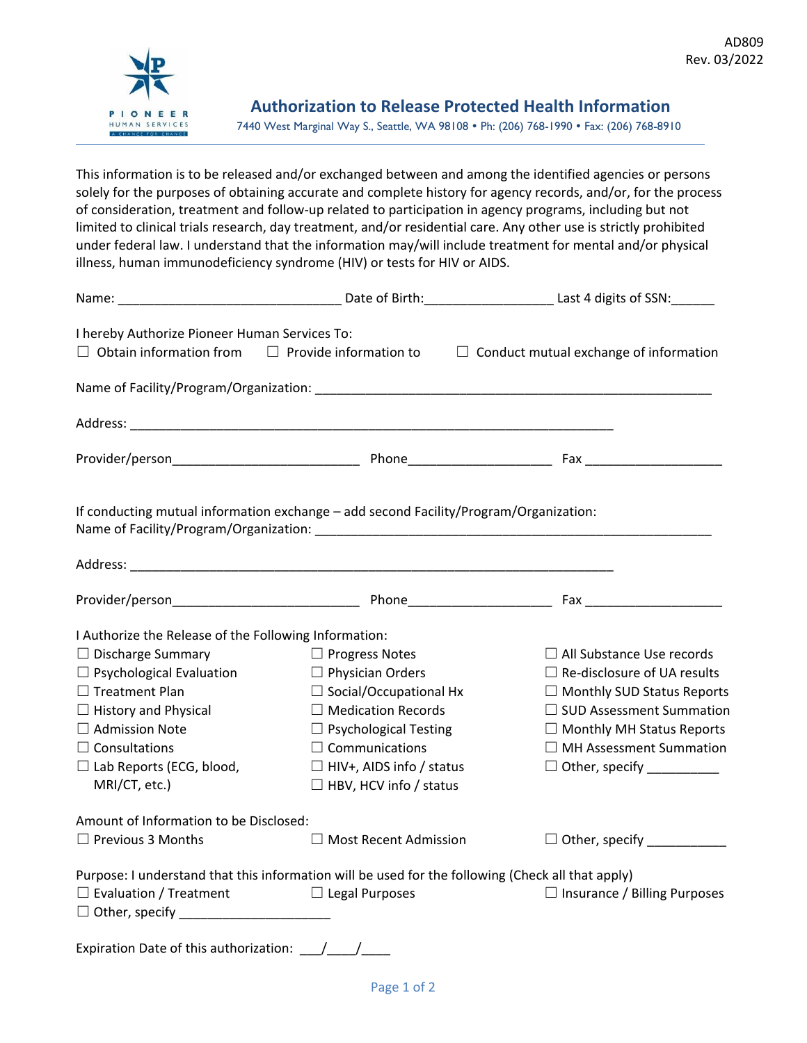AD809
Rev. 03/2022

PIONEER HUMAN SERVICES
A CHANCE FOR CHANGE

# Authorization to Release Protected Health Information

7440 West Marginal Way S., Seattle, WA 98108 • Ph: (206) 768-1990 • Fax: (206) 768-8910

This information is to be released and/or exchanged between and among the identified agencies or persons solely for the purposes of obtaining accurate and complete history for agency records, and/or, for the process of consideration, treatment and follow-up related to participation in agency programs, including but not limited to clinical trials research, day treatment, and/or residential care. Any other use is strictly prohibited under federal law. I understand that the information may/will include treatment for mental and/or physical illness, human immunodeficiency syndrome (HIV) or tests for HIV or AIDS.

Name: _______________________________ Date of Birth:_________________ Last 4 digits of SSN:______

I hereby Authorize Pioneer Human Services To:
☐ Obtain information from ☐ Provide information to ☐ Conduct mutual exchange of information

Name of Facility/Program/Organization: _______________________________________________________

Address: ____________________________________________________________________

Provider/person__________________________ Phone____________________ Fax ___________________

If conducting mutual information exchange – add second Facility/Program/Organization:
Name of Facility/Program/Organization: _______________________________________________________

Address: ____________________________________________________________________

Provider/person__________________________ Phone____________________ Fax ___________________

I Authorize the Release of the Following Information:

| | | |
|---|---|---|
| ☐ Discharge Summary | ☐ Progress Notes | ☐ All Substance Use records |
| ☐ Psychological Evaluation | ☐ Physician Orders | ☐ Re-disclosure of UA results |
| ☐ Treatment Plan | ☐ Social/Occupational Hx | ☐ Monthly SUD Status Reports |
| ☐ History and Physical | ☐ Medication Records | ☐ SUD Assessment Summation |
| ☐ Admission Note | ☐ Psychological Testing | ☐ Monthly MH Status Reports |
| ☐ Consultations | ☐ Communications | ☐ MH Assessment Summation |
| ☐ Lab Reports (ECG, blood, MRI/CT, etc.) | ☐ HIV+, AIDS info / status | ☐ Other, specify __________ |
| | ☐ HBV, HCV info / status | |

Amount of Information to be Disclosed:
☐ Previous 3 Months ☐ Most Recent Admission ☐ Other, specify ___________

Purpose: I understand that this information will be used for the following (Check all that apply)
☐ Evaluation / Treatment ☐ Legal Purposes ☐ Insurance / Billing Purposes
☐ Other, specify ____________________

Expiration Date of this authorization: ___/____/____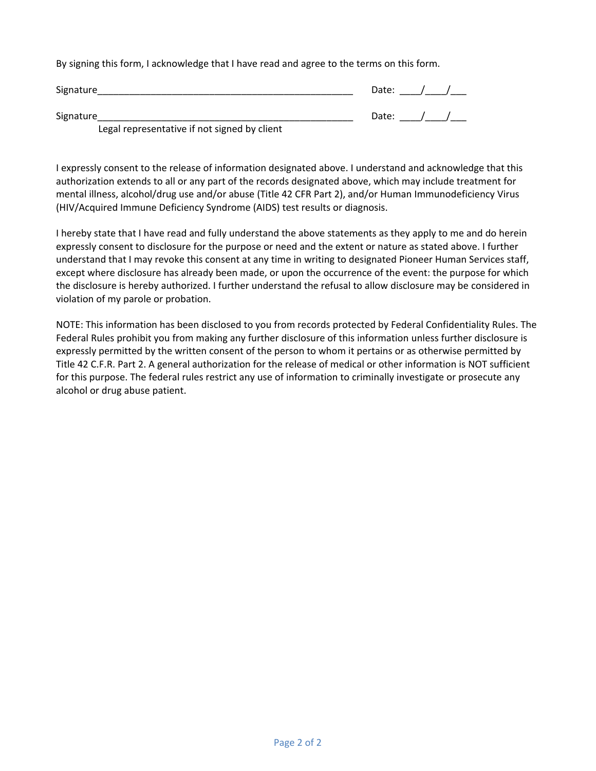By signing this form, I acknowledge that I have read and agree to the terms on this form.

Signature_________________________________________________ Date: ____/____/___

Signature_________________________________________________ Date: ____/____/___
Legal representative if not signed by client

I expressly consent to the release of information designated above. I understand and acknowledge that this authorization extends to all or any part of the records designated above, which may include treatment for mental illness, alcohol/drug use and/or abuse (Title 42 CFR Part 2), and/or Human Immunodeficiency Virus (HIV/Acquired Immune Deficiency Syndrome (AIDS) test results or diagnosis.

I hereby state that I have read and fully understand the above statements as they apply to me and do herein expressly consent to disclosure for the purpose or need and the extent or nature as stated above. I further understand that I may revoke this consent at any time in writing to designated Pioneer Human Services staff, except where disclosure has already been made, or upon the occurrence of the event: the purpose for which the disclosure is hereby authorized. I further understand the refusal to allow disclosure may be considered in violation of my parole or probation.

NOTE: This information has been disclosed to you from records protected by Federal Confidentiality Rules. The Federal Rules prohibit you from making any further disclosure of this information unless further disclosure is expressly permitted by the written consent of the person to whom it pertains or as otherwise permitted by Title 42 C.F.R. Part 2. A general authorization for the release of medical or other information is NOT sufficient for this purpose. The federal rules restrict any use of information to criminally investigate or prosecute any alcohol or drug abuse patient.